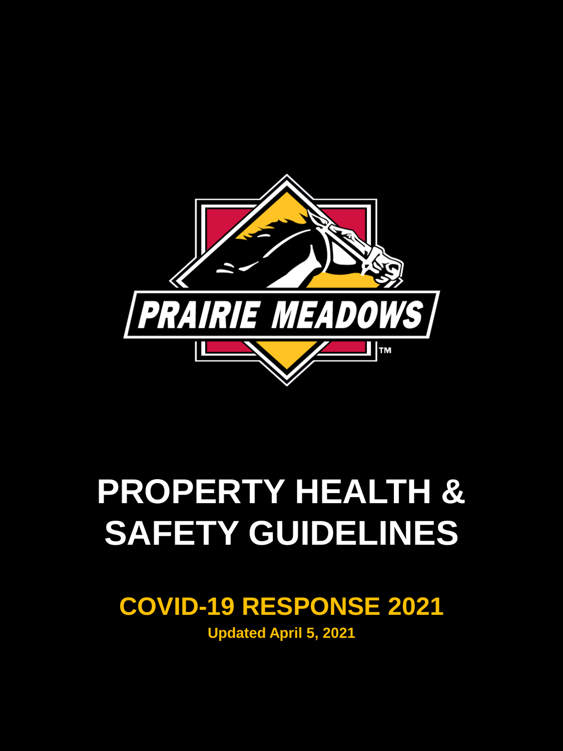PRAIRIE MEADOWS

# PROPERTY HEALTH & SAFETY GUIDELINES

## COVID-19 RESPONSE 2021

**Updated April 5, 2021**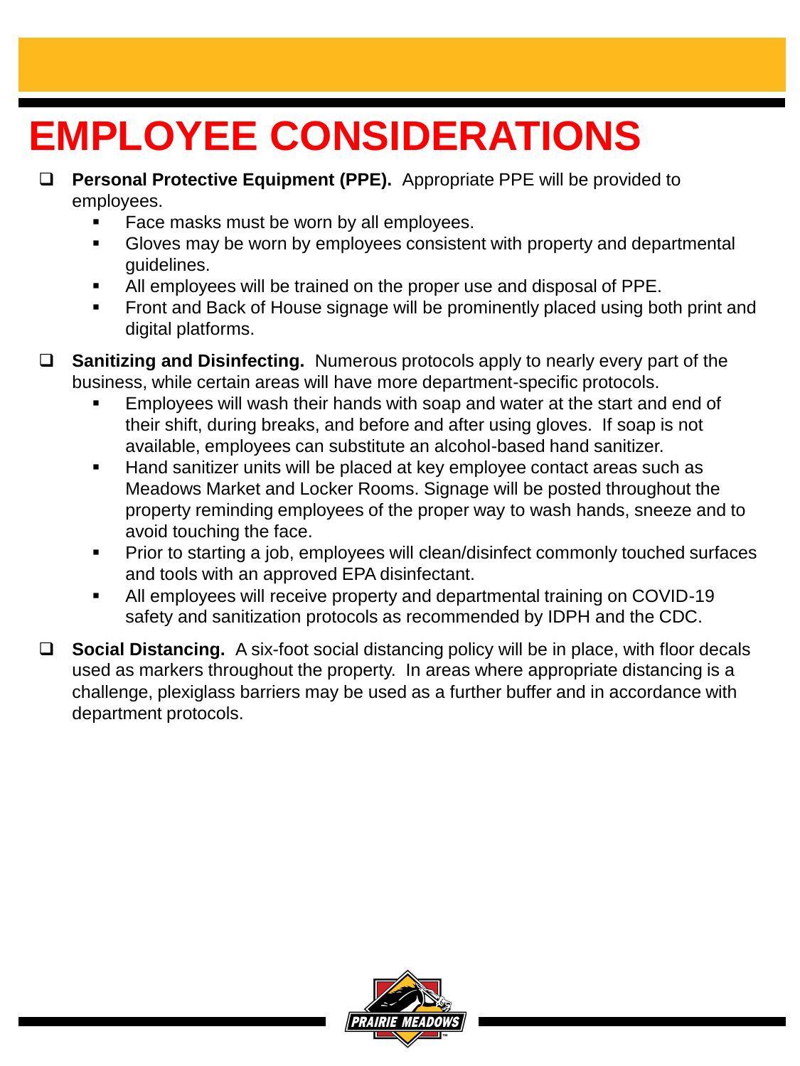# EMPLOYEE CONSIDERATIONS

- **Personal Protective Equipment (PPE).** Appropriate PPE will be provided to employees.
  - Face masks must be worn by all employees.
  - Gloves may be worn by employees consistent with property and departmental guidelines.
  - All employees will be trained on the proper use and disposal of PPE.
  - Front and Back of House signage will be prominently placed using both print and digital platforms.

- **Sanitizing and Disinfecting.** Numerous protocols apply to nearly every part of the business, while certain areas will have more department-specific protocols.
  - Employees will wash their hands with soap and water at the start and end of their shift, during breaks, and before and after using gloves. If soap is not available, employees can substitute an alcohol-based hand sanitizer.
  - Hand sanitizer units will be placed at key employee contact areas such as Meadows Market and Locker Rooms. Signage will be posted throughout the property reminding employees of the proper way to wash hands, sneeze and to avoid touching the face.
  - Prior to starting a job, employees will clean/disinfect commonly touched surfaces and tools with an approved EPA disinfectant.
  - All employees will receive property and departmental training on COVID-19 safety and sanitization protocols as recommended by IDPH and the CDC.

- **Social Distancing.** A six-foot social distancing policy will be in place, with floor decals used as markers throughout the property. In areas where appropriate distancing is a challenge, plexiglass barriers may be used as a further buffer and in accordance with department protocols.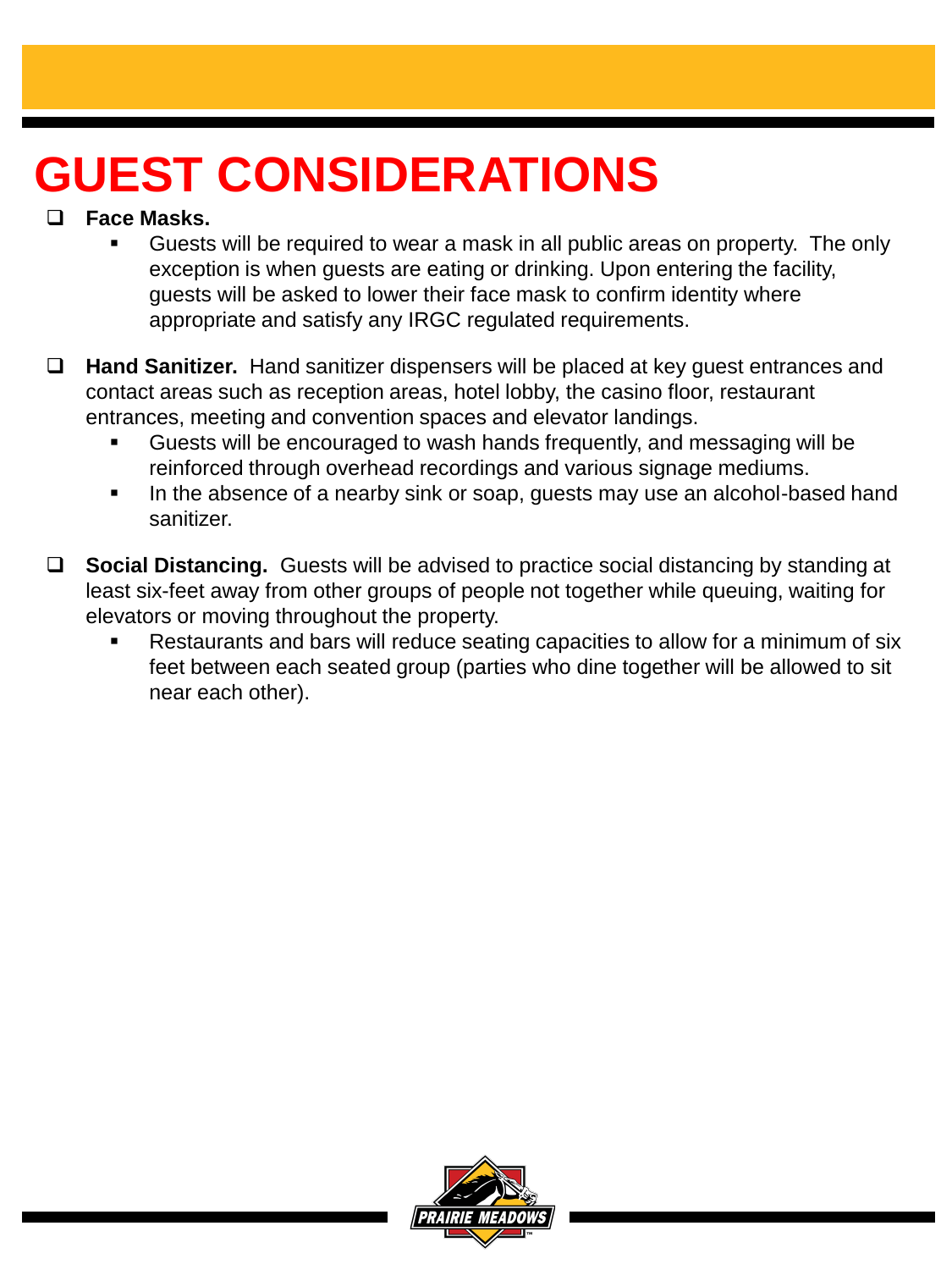# GUEST CONSIDERATIONS

- **Face Masks.**
  - Guests will be required to wear a mask in all public areas on property. The only exception is when guests are eating or drinking. Upon entering the facility, guests will be asked to lower their face mask to confirm identity where appropriate and satisfy any IRGC regulated requirements.

- **Hand Sanitizer.** Hand sanitizer dispensers will be placed at key guest entrances and contact areas such as reception areas, hotel lobby, the casino floor, restaurant entrances, meeting and convention spaces and elevator landings.
  - Guests will be encouraged to wash hands frequently, and messaging will be reinforced through overhead recordings and various signage mediums.
  - In the absence of a nearby sink or soap, guests may use an alcohol-based hand sanitizer.

- **Social Distancing.** Guests will be advised to practice social distancing by standing at least six-feet away from other groups of people not together while queuing, waiting for elevators or moving throughout the property.
  - Restaurants and bars will reduce seating capacities to allow for a minimum of six feet between each seated group (parties who dine together will be allowed to sit near each other).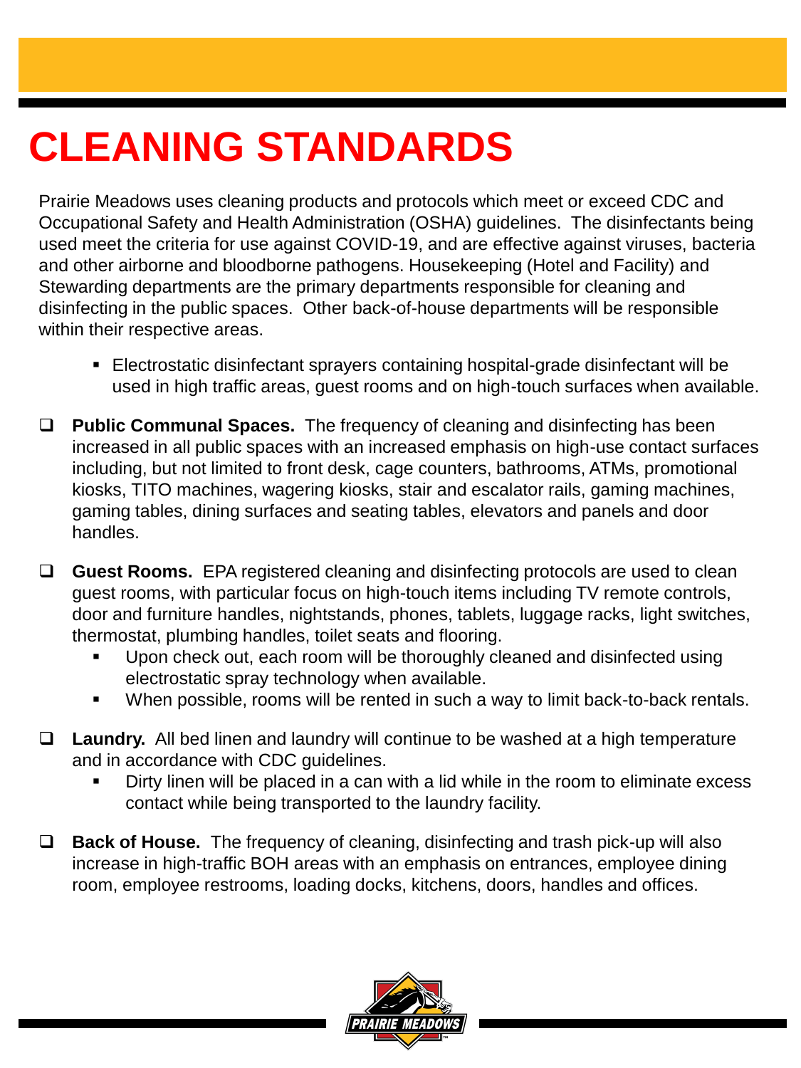# CLEANING STANDARDS

Prairie Meadows uses cleaning products and protocols which meet or exceed CDC and Occupational Safety and Health Administration (OSHA) guidelines. The disinfectants being used meet the criteria for use against COVID-19, and are effective against viruses, bacteria and other airborne and bloodborne pathogens. Housekeeping (Hotel and Facility) and Stewarding departments are the primary departments responsible for cleaning and disinfecting in the public spaces. Other back-of-house departments will be responsible within their respective areas.

- Electrostatic disinfectant sprayers containing hospital-grade disinfectant will be used in high traffic areas, guest rooms and on high-touch surfaces when available.

- **Public Communal Spaces.** The frequency of cleaning and disinfecting has been increased in all public spaces with an increased emphasis on high-use contact surfaces including, but not limited to front desk, cage counters, bathrooms, ATMs, promotional kiosks, TITO machines, wagering kiosks, stair and escalator rails, gaming machines, gaming tables, dining surfaces and seating tables, elevators and panels and door handles.

- **Guest Rooms.** EPA registered cleaning and disinfecting protocols are used to clean guest rooms, with particular focus on high-touch items including TV remote controls, door and furniture handles, nightstands, phones, tablets, luggage racks, light switches, thermostat, plumbing handles, toilet seats and flooring.
  - Upon check out, each room will be thoroughly cleaned and disinfected using electrostatic spray technology when available.
  - When possible, rooms will be rented in such a way to limit back-to-back rentals.

- **Laundry.** All bed linen and laundry will continue to be washed at a high temperature and in accordance with CDC guidelines.
  - Dirty linen will be placed in a can with a lid while in the room to eliminate excess contact while being transported to the laundry facility.

- **Back of House.** The frequency of cleaning, disinfecting and trash pick-up will also increase in high-traffic BOH areas with an emphasis on entrances, employee dining room, employee restrooms, loading docks, kitchens, doors, handles and offices.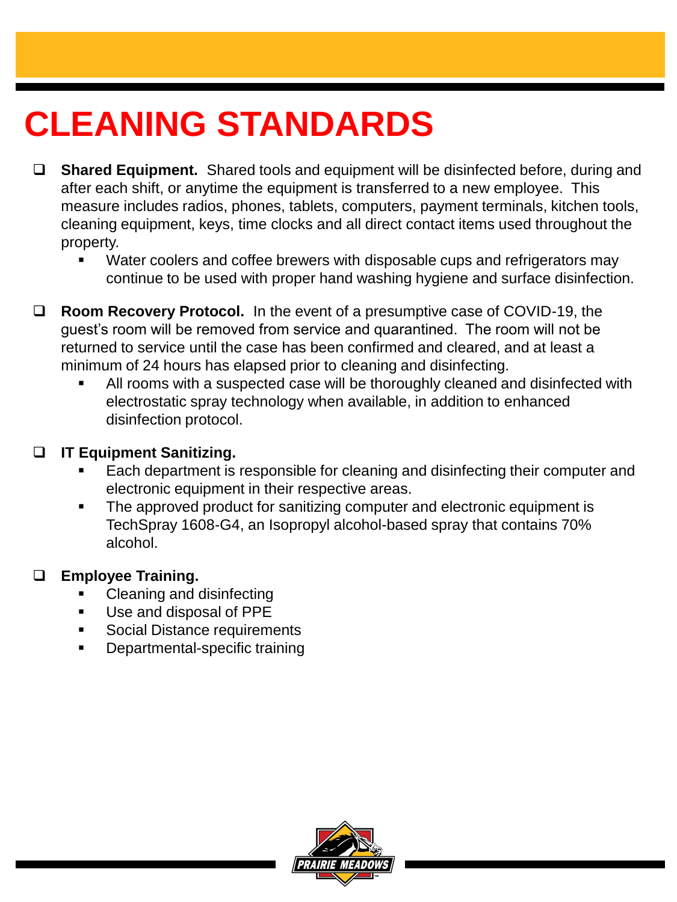# CLEANING STANDARDS

- **Shared Equipment.** Shared tools and equipment will be disinfected before, during and after each shift, or anytime the equipment is transferred to a new employee. This measure includes radios, phones, tablets, computers, payment terminals, kitchen tools, cleaning equipment, keys, time clocks and all direct contact items used throughout the property.
  - Water coolers and coffee brewers with disposable cups and refrigerators may continue to be used with proper hand washing hygiene and surface disinfection.

- **Room Recovery Protocol.** In the event of a presumptive case of COVID-19, the guest's room will be removed from service and quarantined. The room will not be returned to service until the case has been confirmed and cleared, and at least a minimum of 24 hours has elapsed prior to cleaning and disinfecting.
  - All rooms with a suspected case will be thoroughly cleaned and disinfected with electrostatic spray technology when available, in addition to enhanced disinfection protocol.

- **IT Equipment Sanitizing.**
  - Each department is responsible for cleaning and disinfecting their computer and electronic equipment in their respective areas.
  - The approved product for sanitizing computer and electronic equipment is TechSpray 1608-G4, an Isopropyl alcohol-based spray that contains 70% alcohol.

- **Employee Training.**
  - Cleaning and disinfecting
  - Use and disposal of PPE
  - Social Distance requirements
  - Departmental-specific training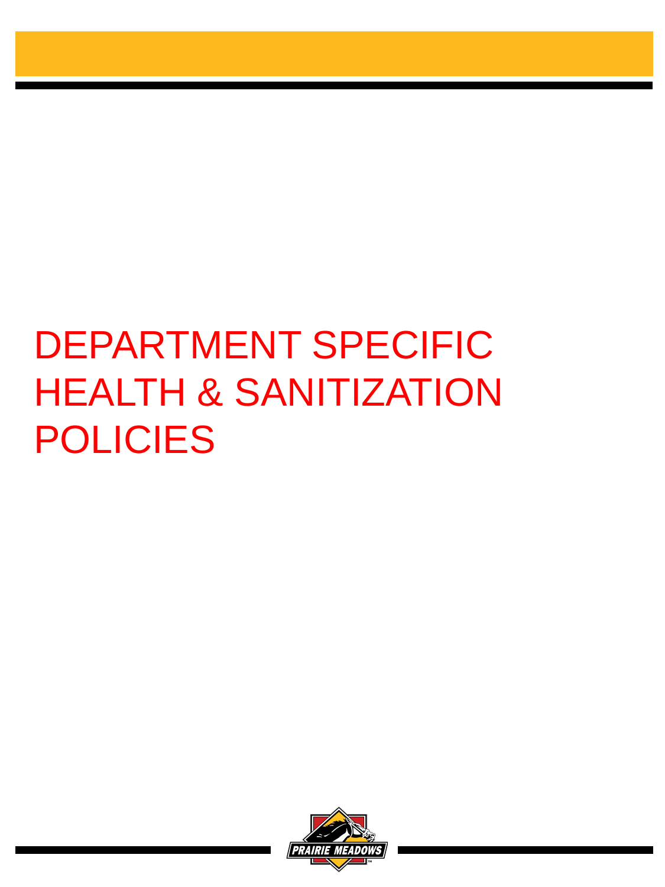# DEPARTMENT SPECIFIC HEALTH & SANITIZATION POLICIES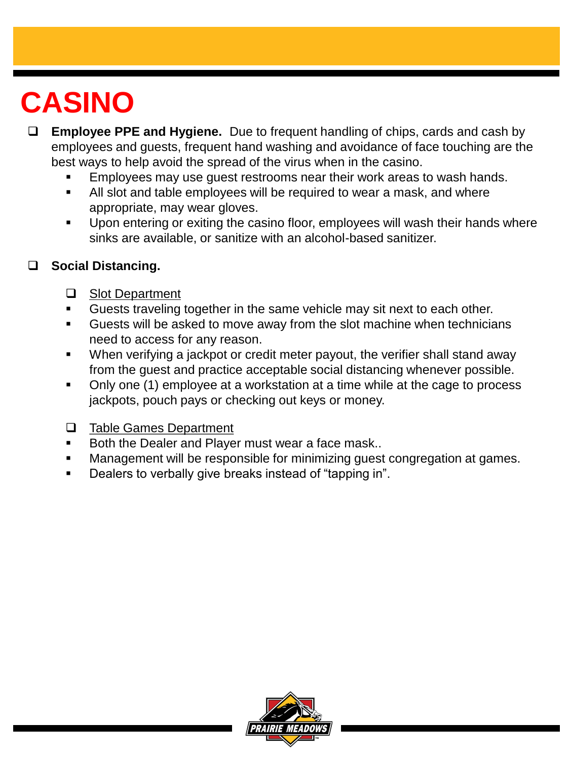# CASINO

- **Employee PPE and Hygiene.** Due to frequent handling of chips, cards and cash by employees and guests, frequent hand washing and avoidance of face touching are the best ways to help avoid the spread of the virus when in the casino.
  - Employees may use guest restrooms near their work areas to wash hands.
  - All slot and table employees will be required to wear a mask, and where appropriate, may wear gloves.
  - Upon entering or exiting the casino floor, employees will wash their hands where sinks are available, or sanitize with an alcohol-based sanitizer.

- **Social Distancing.**

  - Slot Department
  - Guests traveling together in the same vehicle may sit next to each other.
  - Guests will be asked to move away from the slot machine when technicians need to access for any reason.
  - When verifying a jackpot or credit meter payout, the verifier shall stand away from the guest and practice acceptable social distancing whenever possible.
  - Only one (1) employee at a workstation at a time while at the cage to process jackpots, pouch pays or checking out keys or money.

  - Table Games Department
  - Both the Dealer and Player must wear a face mask..
  - Management will be responsible for minimizing guest congregation at games.
  - Dealers to verbally give breaks instead of "tapping in".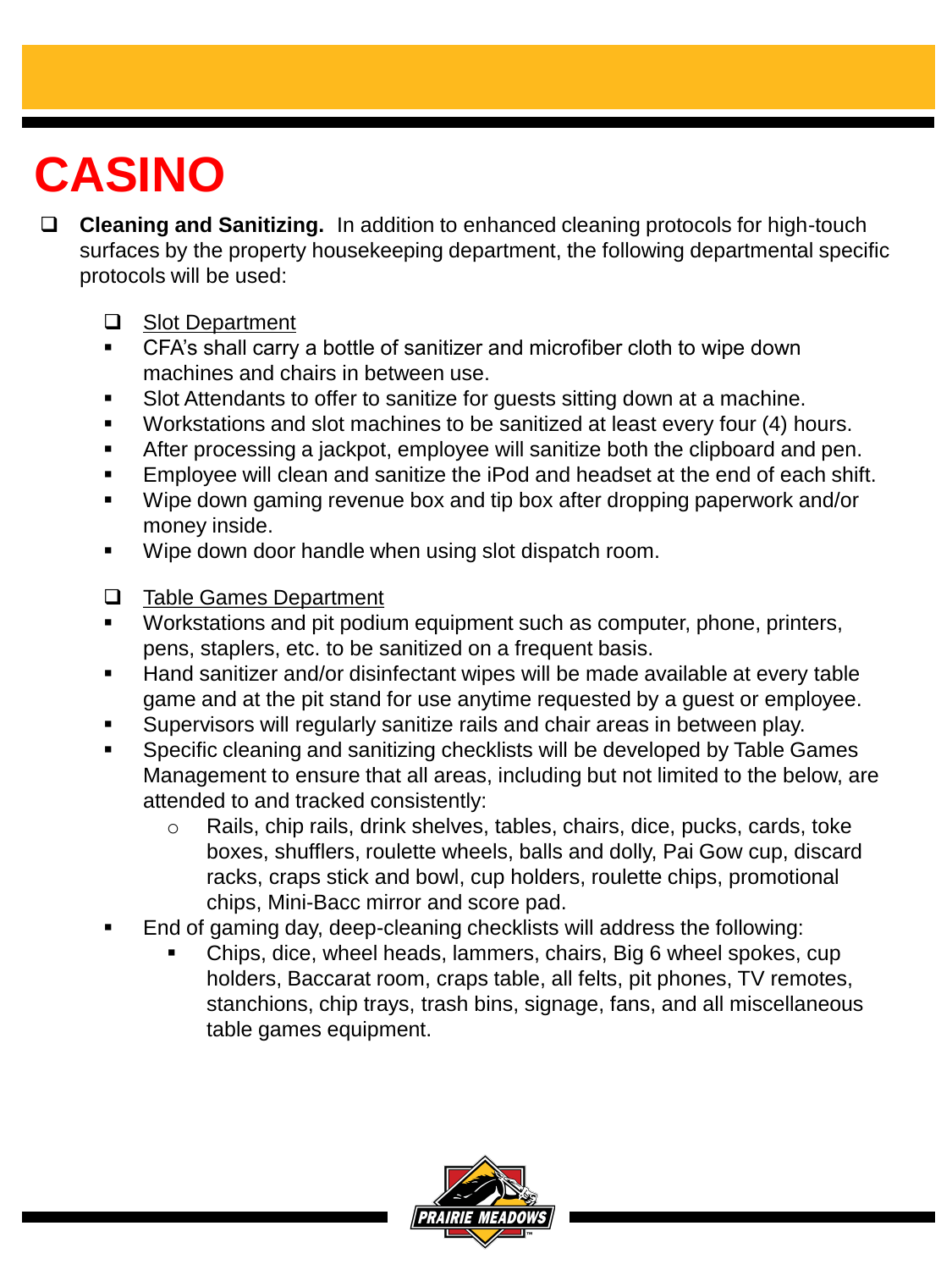# CASINO

- **Cleaning and Sanitizing.** In addition to enhanced cleaning protocols for high-touch surfaces by the property housekeeping department, the following departmental specific protocols will be used:

  - Slot Department
    - CFA's shall carry a bottle of sanitizer and microfiber cloth to wipe down machines and chairs in between use.
    - Slot Attendants to offer to sanitize for guests sitting down at a machine.
    - Workstations and slot machines to be sanitized at least every four (4) hours.
    - After processing a jackpot, employee will sanitize both the clipboard and pen.
    - Employee will clean and sanitize the iPod and headset at the end of each shift.
    - Wipe down gaming revenue box and tip box after dropping paperwork and/or money inside.
    - Wipe down door handle when using slot dispatch room.

  - Table Games Department
    - Workstations and pit podium equipment such as computer, phone, printers, pens, staplers, etc. to be sanitized on a frequent basis.
    - Hand sanitizer and/or disinfectant wipes will be made available at every table game and at the pit stand for use anytime requested by a guest or employee.
    - Supervisors will regularly sanitize rails and chair areas in between play.
    - Specific cleaning and sanitizing checklists will be developed by Table Games Management to ensure that all areas, including but not limited to the below, are attended to and tracked consistently:
      - Rails, chip rails, drink shelves, tables, chairs, dice, pucks, cards, toke boxes, shufflers, roulette wheels, balls and dolly, Pai Gow cup, discard racks, craps stick and bowl, cup holders, roulette chips, promotional chips, Mini-Bacc mirror and score pad.
    - End of gaming day, deep-cleaning checklists will address the following:
      - Chips, dice, wheel heads, lammers, chairs, Big 6 wheel spokes, cup holders, Baccarat room, craps table, all felts, pit phones, TV remotes, stanchions, chip trays, trash bins, signage, fans, and all miscellaneous table games equipment.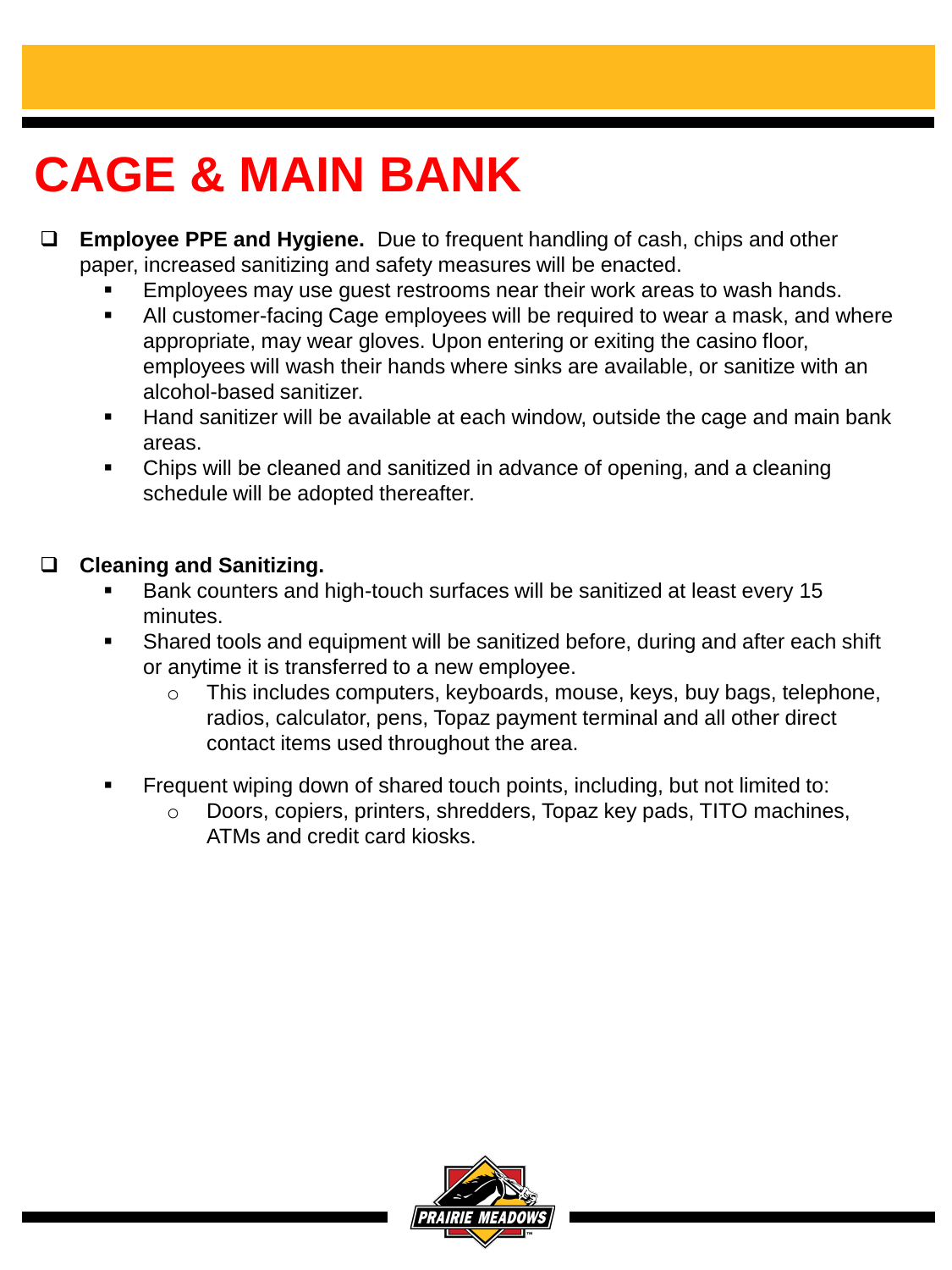# CAGE & MAIN BANK

- **Employee PPE and Hygiene.** Due to frequent handling of cash, chips and other paper, increased sanitizing and safety measures will be enacted.
  - Employees may use guest restrooms near their work areas to wash hands.
  - All customer-facing Cage employees will be required to wear a mask, and where appropriate, may wear gloves. Upon entering or exiting the casino floor, employees will wash their hands where sinks are available, or sanitize with an alcohol-based sanitizer.
  - Hand sanitizer will be available at each window, outside the cage and main bank areas.
  - Chips will be cleaned and sanitized in advance of opening, and a cleaning schedule will be adopted thereafter.

- **Cleaning and Sanitizing.**
  - Bank counters and high-touch surfaces will be sanitized at least every 15 minutes.
  - Shared tools and equipment will be sanitized before, during and after each shift or anytime it is transferred to a new employee.
    - This includes computers, keyboards, mouse, keys, buy bags, telephone, radios, calculator, pens, Topaz payment terminal and all other direct contact items used throughout the area.
  - Frequent wiping down of shared touch points, including, but not limited to:
    - Doors, copiers, printers, shredders, Topaz key pads, TITO machines, ATMs and credit card kiosks.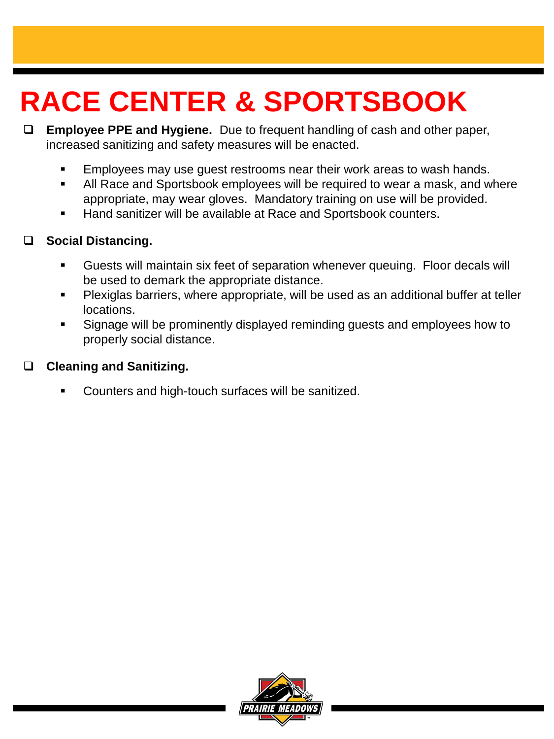# RACE CENTER & SPORTSBOOK

- **Employee PPE and Hygiene.** Due to frequent handling of cash and other paper, increased sanitizing and safety measures will be enacted.
  - Employees may use guest restrooms near their work areas to wash hands.
  - All Race and Sportsbook employees will be required to wear a mask, and where appropriate, may wear gloves. Mandatory training on use will be provided.
  - Hand sanitizer will be available at Race and Sportsbook counters.

- **Social Distancing.**
  - Guests will maintain six feet of separation whenever queuing. Floor decals will be used to demark the appropriate distance.
  - Plexiglas barriers, where appropriate, will be used as an additional buffer at teller locations.
  - Signage will be prominently displayed reminding guests and employees how to properly social distance.

- **Cleaning and Sanitizing.**
  - Counters and high-touch surfaces will be sanitized.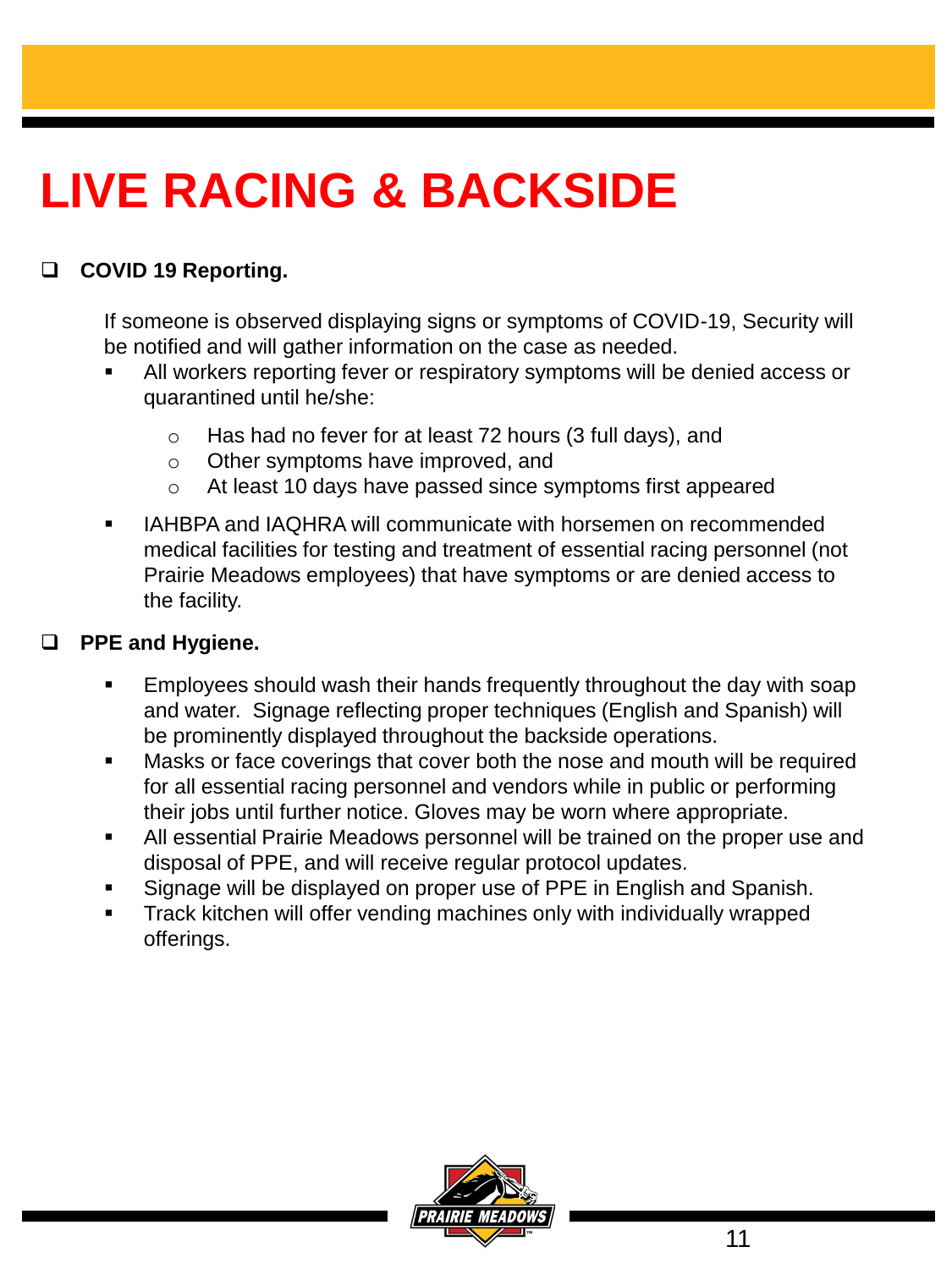# LIVE RACING & BACKSIDE

- **COVID 19 Reporting.**

  If someone is observed displaying signs or symptoms of COVID-19, Security will be notified and will gather information on the case as needed.

  - All workers reporting fever or respiratory symptoms will be denied access or quarantined until he/she:
    - Has had no fever for at least 72 hours (3 full days), and
    - Other symptoms have improved, and
    - At least 10 days have passed since symptoms first appeared
  - IAHBPA and IAQHRA will communicate with horsemen on recommended medical facilities for testing and treatment of essential racing personnel (not Prairie Meadows employees) that have symptoms or are denied access to the facility.

- **PPE and Hygiene.**
  - Employees should wash their hands frequently throughout the day with soap and water. Signage reflecting proper techniques (English and Spanish) will be prominently displayed throughout the backside operations.
  - Masks or face coverings that cover both the nose and mouth will be required for all essential racing personnel and vendors while in public or performing their jobs until further notice. Gloves may be worn where appropriate.
  - All essential Prairie Meadows personnel will be trained on the proper use and disposal of PPE, and will receive regular protocol updates.
  - Signage will be displayed on proper use of PPE in English and Spanish.
  - Track kitchen will offer vending machines only with individually wrapped offerings.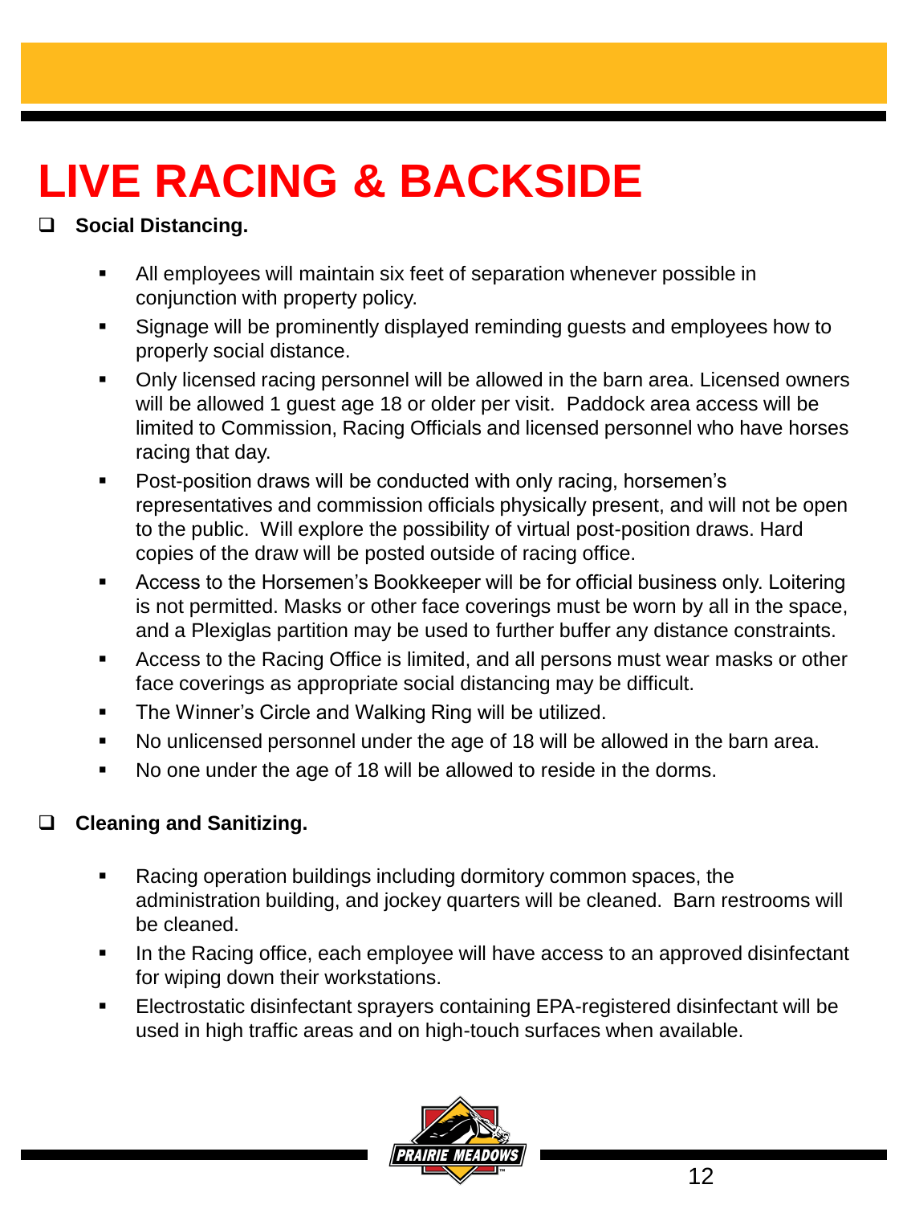# LIVE RACING & BACKSIDE

- **Social Distancing.**
  - All employees will maintain six feet of separation whenever possible in conjunction with property policy.
  - Signage will be prominently displayed reminding guests and employees how to properly social distance.
  - Only licensed racing personnel will be allowed in the barn area. Licensed owners will be allowed 1 guest age 18 or older per visit. Paddock area access will be limited to Commission, Racing Officials and licensed personnel who have horses racing that day.
  - Post-position draws will be conducted with only racing, horsemen's representatives and commission officials physically present, and will not be open to the public. Will explore the possibility of virtual post-position draws. Hard copies of the draw will be posted outside of racing office.
  - Access to the Horsemen's Bookkeeper will be for official business only. Loitering is not permitted. Masks or other face coverings must be worn by all in the space, and a Plexiglas partition may be used to further buffer any distance constraints.
  - Access to the Racing Office is limited, and all persons must wear masks or other face coverings as appropriate social distancing may be difficult.
  - The Winner's Circle and Walking Ring will be utilized.
  - No unlicensed personnel under the age of 18 will be allowed in the barn area.
  - No one under the age of 18 will be allowed to reside in the dorms.

- **Cleaning and Sanitizing.**
  - Racing operation buildings including dormitory common spaces, the administration building, and jockey quarters will be cleaned. Barn restrooms will be cleaned.
  - In the Racing office, each employee will have access to an approved disinfectant for wiping down their workstations.
  - Electrostatic disinfectant sprayers containing EPA-registered disinfectant will be used in high traffic areas and on high-touch surfaces when available.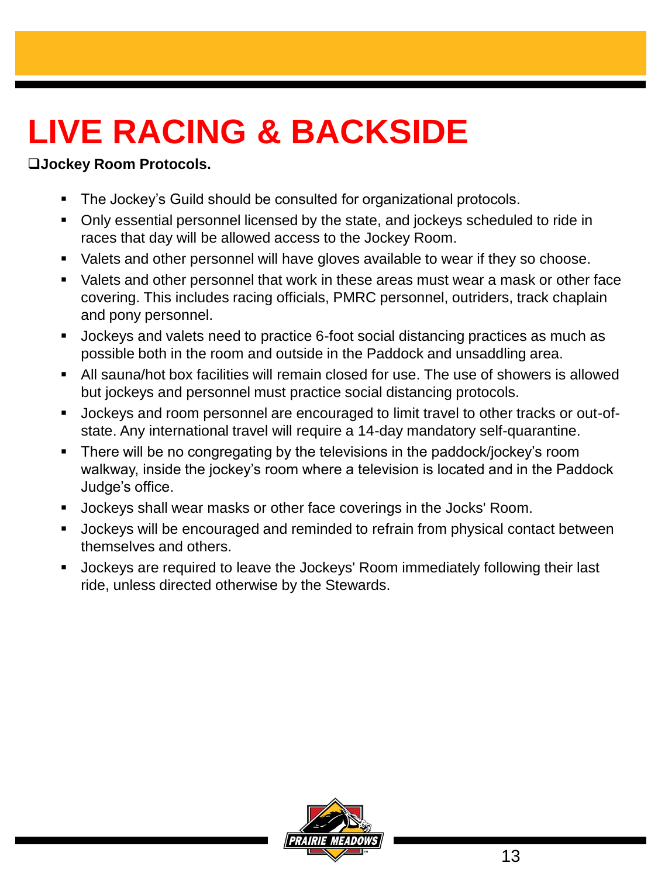# LIVE RACING & BACKSIDE

**❑Jockey Room Protocols.**

- The Jockey's Guild should be consulted for organizational protocols.
- Only essential personnel licensed by the state, and jockeys scheduled to ride in races that day will be allowed access to the Jockey Room.
- Valets and other personnel will have gloves available to wear if they so choose.
- Valets and other personnel that work in these areas must wear a mask or other face covering. This includes racing officials, PMRC personnel, outriders, track chaplain and pony personnel.
- Jockeys and valets need to practice 6-foot social distancing practices as much as possible both in the room and outside in the Paddock and unsaddling area.
- All sauna/hot box facilities will remain closed for use. The use of showers is allowed but jockeys and personnel must practice social distancing protocols.
- Jockeys and room personnel are encouraged to limit travel to other tracks or out-of-state. Any international travel will require a 14-day mandatory self-quarantine.
- There will be no congregating by the televisions in the paddock/jockey's room walkway, inside the jockey's room where a television is located and in the Paddock Judge's office.
- Jockeys shall wear masks or other face coverings in the Jocks' Room.
- Jockeys will be encouraged and reminded to refrain from physical contact between themselves and others.
- Jockeys are required to leave the Jockeys' Room immediately following their last ride, unless directed otherwise by the Stewards.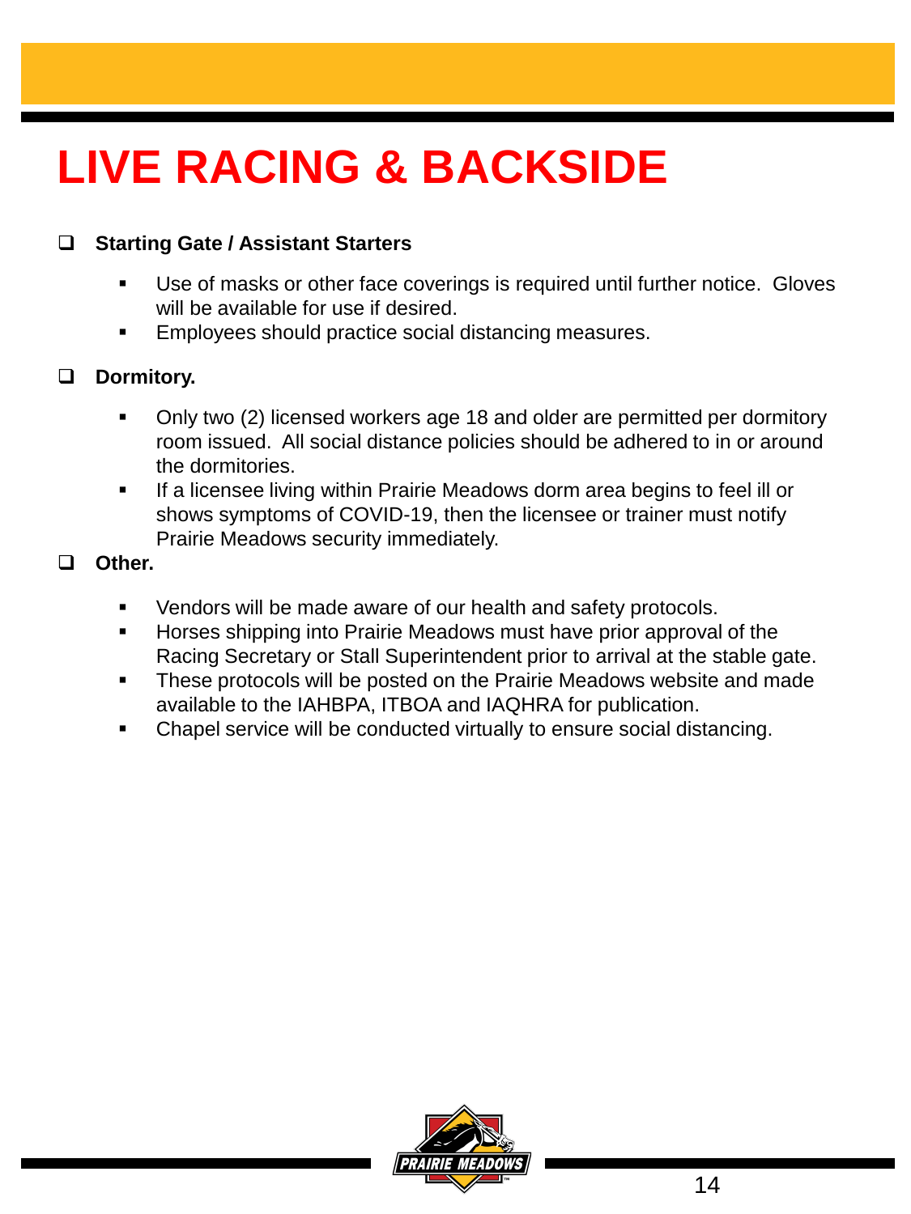# LIVE RACING & BACKSIDE

- **Starting Gate / Assistant Starters**
  - Use of masks or other face coverings is required until further notice. Gloves will be available for use if desired.
  - Employees should practice social distancing measures.

- **Dormitory.**
  - Only two (2) licensed workers age 18 and older are permitted per dormitory room issued. All social distance policies should be adhered to in or around the dormitories.
  - If a licensee living within Prairie Meadows dorm area begins to feel ill or shows symptoms of COVID-19, then the licensee or trainer must notify Prairie Meadows security immediately.

- **Other.**
  - Vendors will be made aware of our health and safety protocols.
  - Horses shipping into Prairie Meadows must have prior approval of the Racing Secretary or Stall Superintendent prior to arrival at the stable gate.
  - These protocols will be posted on the Prairie Meadows website and made available to the IAHBPA, ITBOA and IAQHRA for publication.
  - Chapel service will be conducted virtually to ensure social distancing.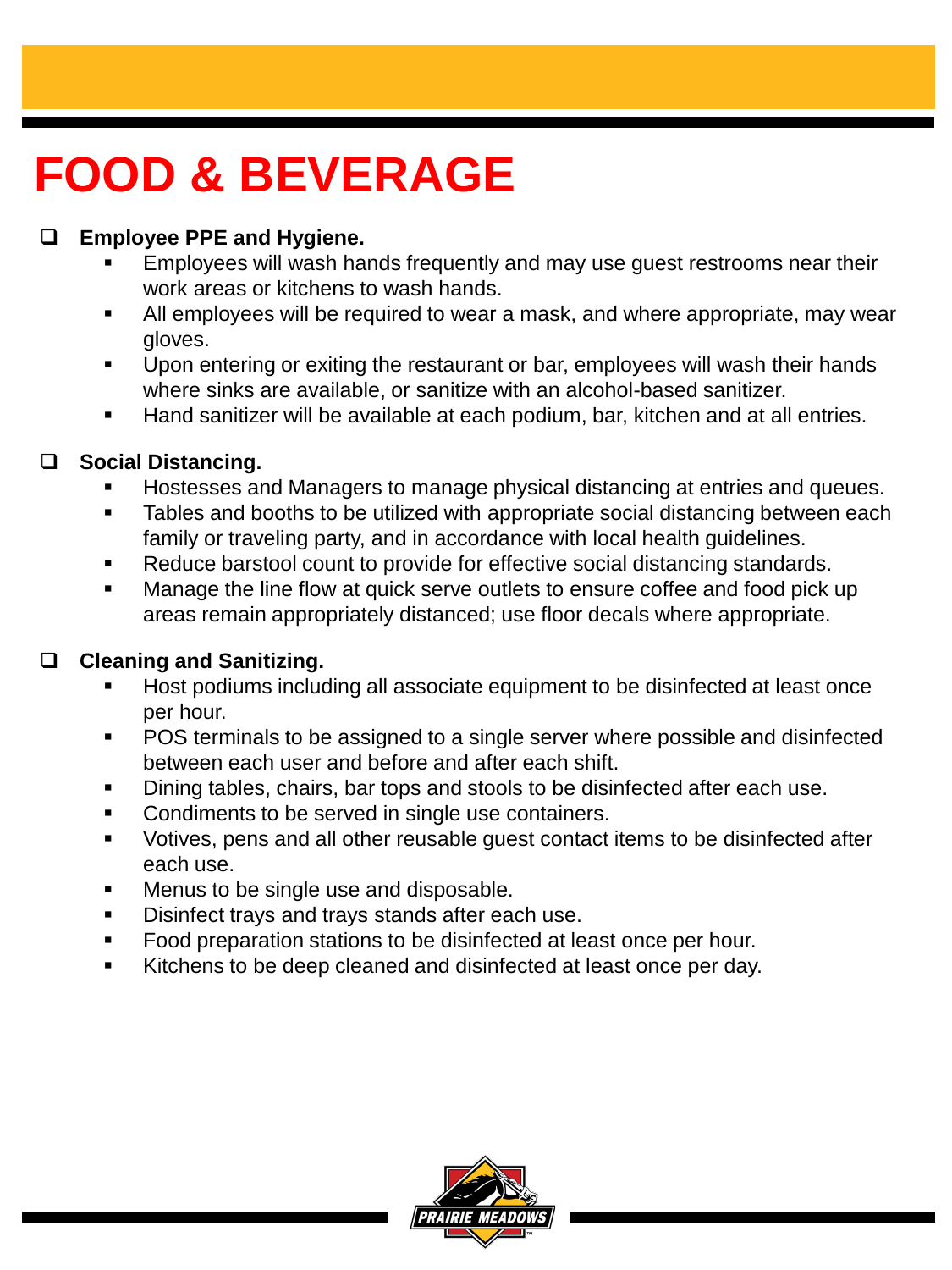# FOOD & BEVERAGE

- **Employee PPE and Hygiene.**
  - Employees will wash hands frequently and may use guest restrooms near their work areas or kitchens to wash hands.
  - All employees will be required to wear a mask, and where appropriate, may wear gloves.
  - Upon entering or exiting the restaurant or bar, employees will wash their hands where sinks are available, or sanitize with an alcohol-based sanitizer.
  - Hand sanitizer will be available at each podium, bar, kitchen and at all entries.

- **Social Distancing.**
  - Hostesses and Managers to manage physical distancing at entries and queues.
  - Tables and booths to be utilized with appropriate social distancing between each family or traveling party, and in accordance with local health guidelines.
  - Reduce barstool count to provide for effective social distancing standards.
  - Manage the line flow at quick serve outlets to ensure coffee and food pick up areas remain appropriately distanced; use floor decals where appropriate.

- **Cleaning and Sanitizing.**
  - Host podiums including all associate equipment to be disinfected at least once per hour.
  - POS terminals to be assigned to a single server where possible and disinfected between each user and before and after each shift.
  - Dining tables, chairs, bar tops and stools to be disinfected after each use.
  - Condiments to be served in single use containers.
  - Votives, pens and all other reusable guest contact items to be disinfected after each use.
  - Menus to be single use and disposable.
  - Disinfect trays and trays stands after each use.
  - Food preparation stations to be disinfected at least once per hour.
  - Kitchens to be deep cleaned and disinfected at least once per day.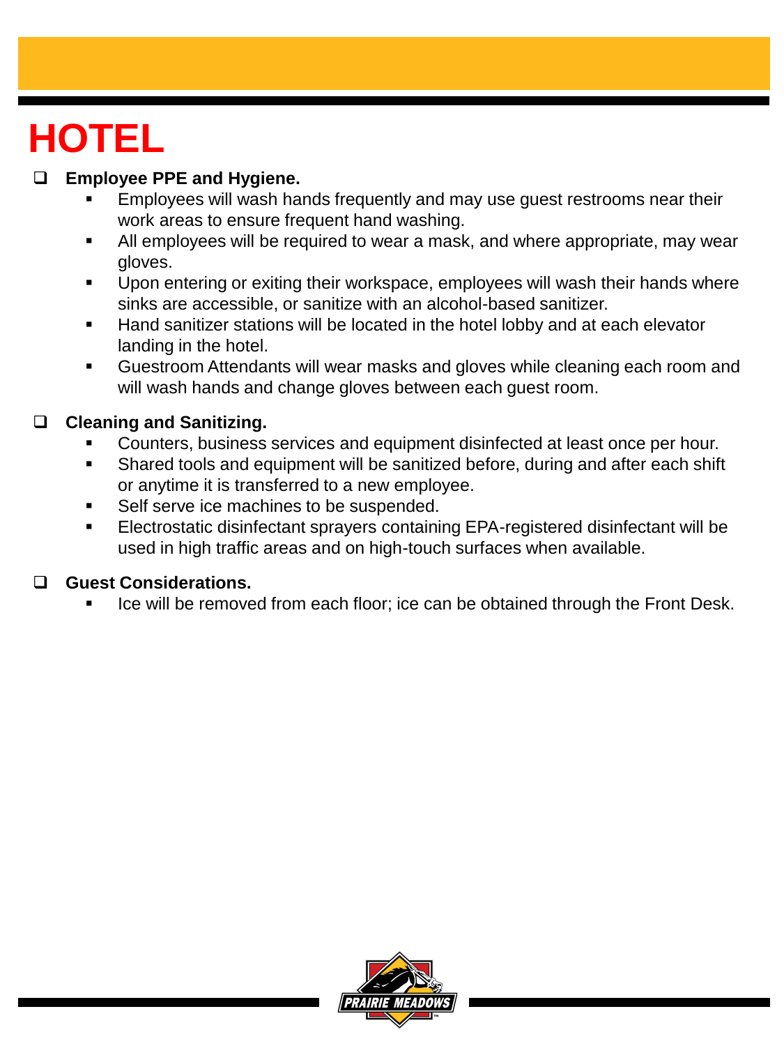# HOTEL

- **Employee PPE and Hygiene.**
  - Employees will wash hands frequently and may use guest restrooms near their work areas to ensure frequent hand washing.
  - All employees will be required to wear a mask, and where appropriate, may wear gloves.
  - Upon entering or exiting their workspace, employees will wash their hands where sinks are accessible, or sanitize with an alcohol-based sanitizer.
  - Hand sanitizer stations will be located in the hotel lobby and at each elevator landing in the hotel.
  - Guestroom Attendants will wear masks and gloves while cleaning each room and will wash hands and change gloves between each guest room.

- **Cleaning and Sanitizing.**
  - Counters, business services and equipment disinfected at least once per hour.
  - Shared tools and equipment will be sanitized before, during and after each shift or anytime it is transferred to a new employee.
  - Self serve ice machines to be suspended.
  - Electrostatic disinfectant sprayers containing EPA-registered disinfectant will be used in high traffic areas and on high-touch surfaces when available.

- **Guest Considerations.**
  - Ice will be removed from each floor; ice can be obtained through the Front Desk.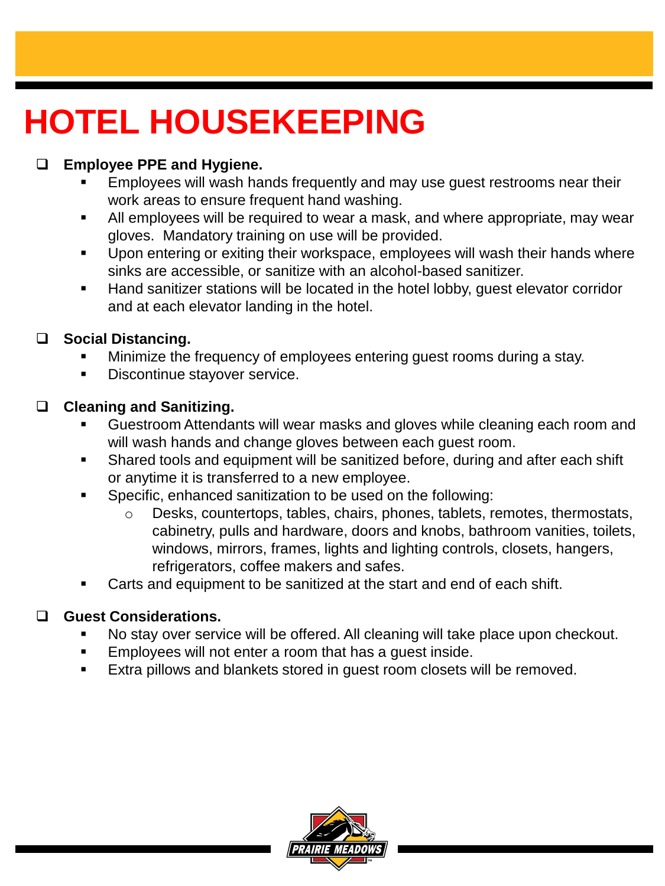# HOTEL HOUSEKEEPING

- **Employee PPE and Hygiene.**
  - Employees will wash hands frequently and may use guest restrooms near their work areas to ensure frequent hand washing.
  - All employees will be required to wear a mask, and where appropriate, may wear gloves. Mandatory training on use will be provided.
  - Upon entering or exiting their workspace, employees will wash their hands where sinks are accessible, or sanitize with an alcohol-based sanitizer.
  - Hand sanitizer stations will be located in the hotel lobby, guest elevator corridor and at each elevator landing in the hotel.

- **Social Distancing.**
  - Minimize the frequency of employees entering guest rooms during a stay.
  - Discontinue stayover service.

- **Cleaning and Sanitizing.**
  - Guestroom Attendants will wear masks and gloves while cleaning each room and will wash hands and change gloves between each guest room.
  - Shared tools and equipment will be sanitized before, during and after each shift or anytime it is transferred to a new employee.
  - Specific, enhanced sanitization to be used on the following:
    - Desks, countertops, tables, chairs, phones, tablets, remotes, thermostats, cabinetry, pulls and hardware, doors and knobs, bathroom vanities, toilets, windows, mirrors, frames, lights and lighting controls, closets, hangers, refrigerators, coffee makers and safes.
  - Carts and equipment to be sanitized at the start and end of each shift.

- **Guest Considerations.**
  - No stay over service will be offered. All cleaning will take place upon checkout.
  - Employees will not enter a room that has a guest inside.
  - Extra pillows and blankets stored in guest room closets will be removed.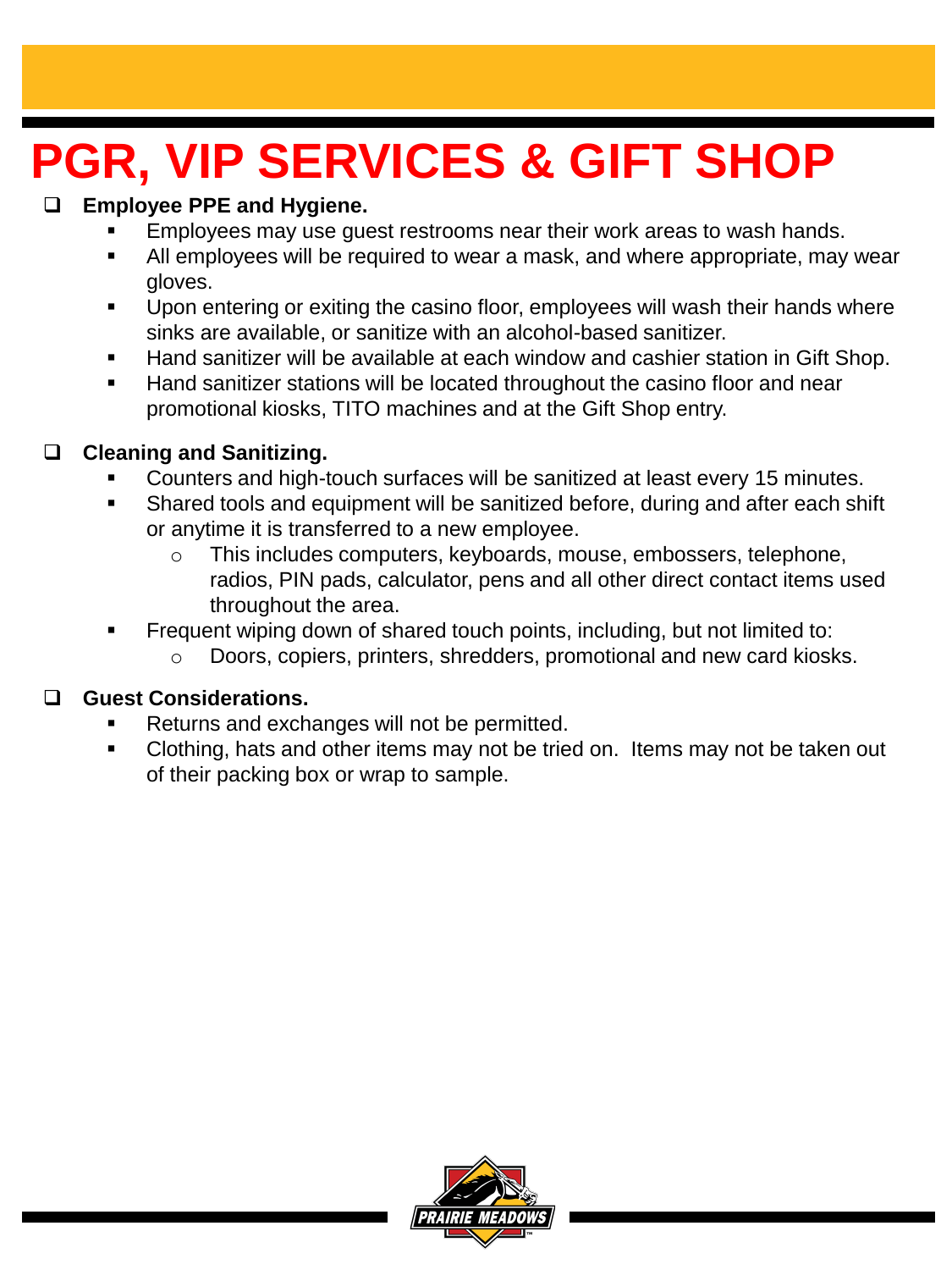# PGR, VIP SERVICES & GIFT SHOP

- **Employee PPE and Hygiene.**
  - Employees may use guest restrooms near their work areas to wash hands.
  - All employees will be required to wear a mask, and where appropriate, may wear gloves.
  - Upon entering or exiting the casino floor, employees will wash their hands where sinks are available, or sanitize with an alcohol-based sanitizer.
  - Hand sanitizer will be available at each window and cashier station in Gift Shop.
  - Hand sanitizer stations will be located throughout the casino floor and near promotional kiosks, TITO machines and at the Gift Shop entry.

- **Cleaning and Sanitizing.**
  - Counters and high-touch surfaces will be sanitized at least every 15 minutes.
  - Shared tools and equipment will be sanitized before, during and after each shift or anytime it is transferred to a new employee.
    - This includes computers, keyboards, mouse, embossers, telephone, radios, PIN pads, calculator, pens and all other direct contact items used throughout the area.
  - Frequent wiping down of shared touch points, including, but not limited to:
    - Doors, copiers, printers, shredders, promotional and new card kiosks.

- **Guest Considerations.**
  - Returns and exchanges will not be permitted.
  - Clothing, hats and other items may not be tried on. Items may not be taken out of their packing box or wrap to sample.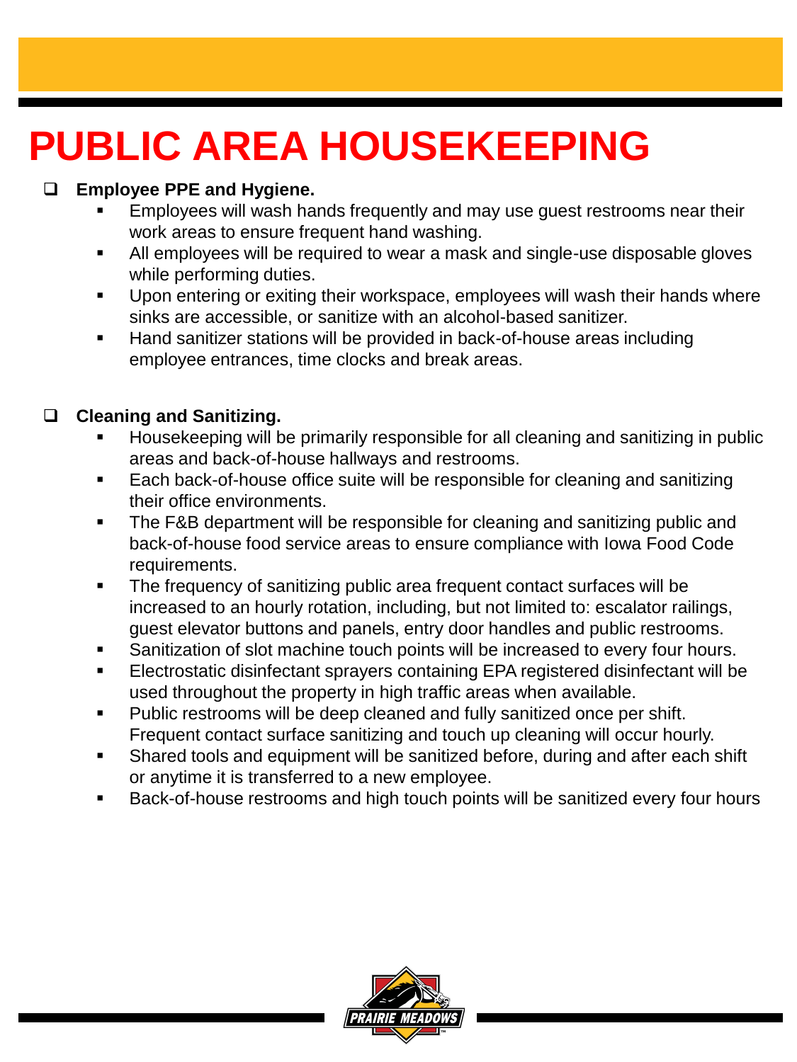# PUBLIC AREA HOUSEKEEPING

- **Employee PPE and Hygiene.**
  - Employees will wash hands frequently and may use guest restrooms near their work areas to ensure frequent hand washing.
  - All employees will be required to wear a mask and single-use disposable gloves while performing duties.
  - Upon entering or exiting their workspace, employees will wash their hands where sinks are accessible, or sanitize with an alcohol-based sanitizer.
  - Hand sanitizer stations will be provided in back-of-house areas including employee entrances, time clocks and break areas.

- **Cleaning and Sanitizing.**
  - Housekeeping will be primarily responsible for all cleaning and sanitizing in public areas and back-of-house hallways and restrooms.
  - Each back-of-house office suite will be responsible for cleaning and sanitizing their office environments.
  - The F&B department will be responsible for cleaning and sanitizing public and back-of-house food service areas to ensure compliance with Iowa Food Code requirements.
  - The frequency of sanitizing public area frequent contact surfaces will be increased to an hourly rotation, including, but not limited to: escalator railings, guest elevator buttons and panels, entry door handles and public restrooms.
  - Sanitization of slot machine touch points will be increased to every four hours.
  - Electrostatic disinfectant sprayers containing EPA registered disinfectant will be used throughout the property in high traffic areas when available.
  - Public restrooms will be deep cleaned and fully sanitized once per shift. Frequent contact surface sanitizing and touch up cleaning will occur hourly.
  - Shared tools and equipment will be sanitized before, during and after each shift or anytime it is transferred to a new employee.
  - Back-of-house restrooms and high touch points will be sanitized every four hours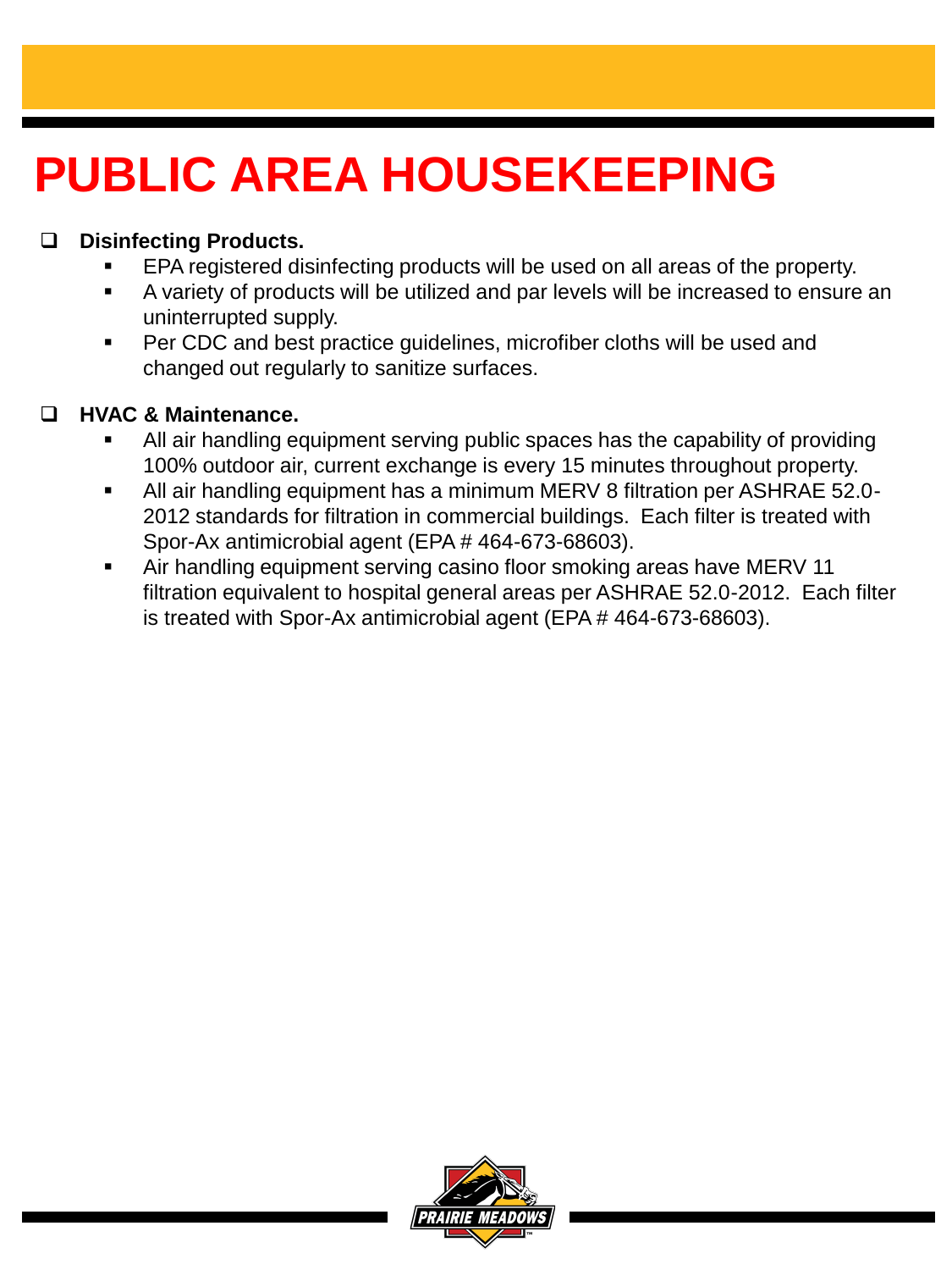# PUBLIC AREA HOUSEKEEPING

- **Disinfecting Products.**
  - EPA registered disinfecting products will be used on all areas of the property.
  - A variety of products will be utilized and par levels will be increased to ensure an uninterrupted supply.
  - Per CDC and best practice guidelines, microfiber cloths will be used and changed out regularly to sanitize surfaces.

- **HVAC & Maintenance.**
  - All air handling equipment serving public spaces has the capability of providing 100% outdoor air, current exchange is every 15 minutes throughout property.
  - All air handling equipment has a minimum MERV 8 filtration per ASHRAE 52.0-2012 standards for filtration in commercial buildings. Each filter is treated with Spor-Ax antimicrobial agent (EPA # 464-673-68603).
  - Air handling equipment serving casino floor smoking areas have MERV 11 filtration equivalent to hospital general areas per ASHRAE 52.0-2012. Each filter is treated with Spor-Ax antimicrobial agent (EPA # 464-673-68603).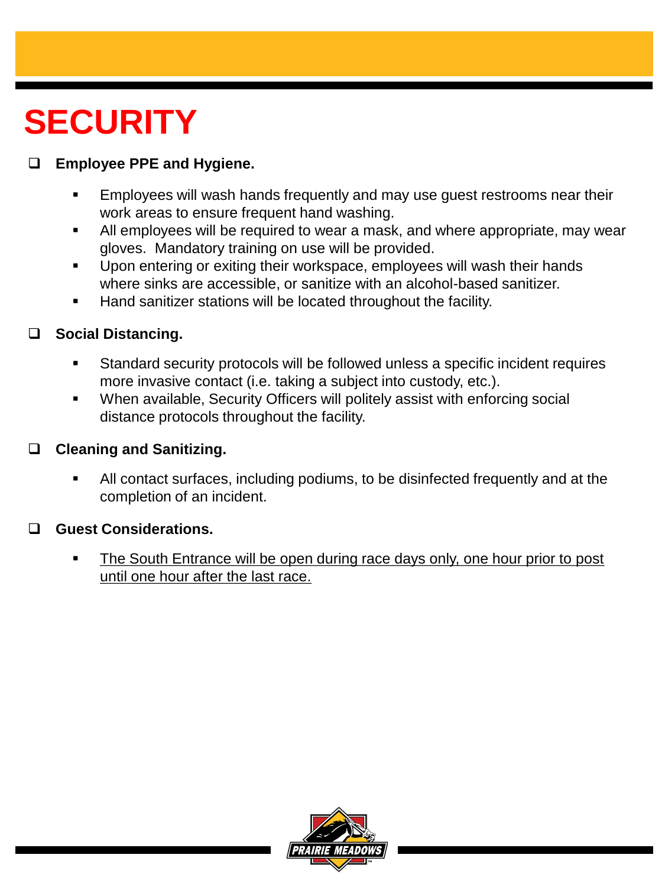# SECURITY

- **Employee PPE and Hygiene.**
  - Employees will wash hands frequently and may use guest restrooms near their work areas to ensure frequent hand washing.
  - All employees will be required to wear a mask, and where appropriate, may wear gloves. Mandatory training on use will be provided.
  - Upon entering or exiting their workspace, employees will wash their hands where sinks are accessible, or sanitize with an alcohol-based sanitizer.
  - Hand sanitizer stations will be located throughout the facility.

- **Social Distancing.**
  - Standard security protocols will be followed unless a specific incident requires more invasive contact (i.e. taking a subject into custody, etc.).
  - When available, Security Officers will politely assist with enforcing social distance protocols throughout the facility.

- **Cleaning and Sanitizing.**
  - All contact surfaces, including podiums, to be disinfected frequently and at the completion of an incident.

- **Guest Considerations.**
  - <u>The South Entrance will be open during race days only, one hour prior to post until one hour after the last race.</u>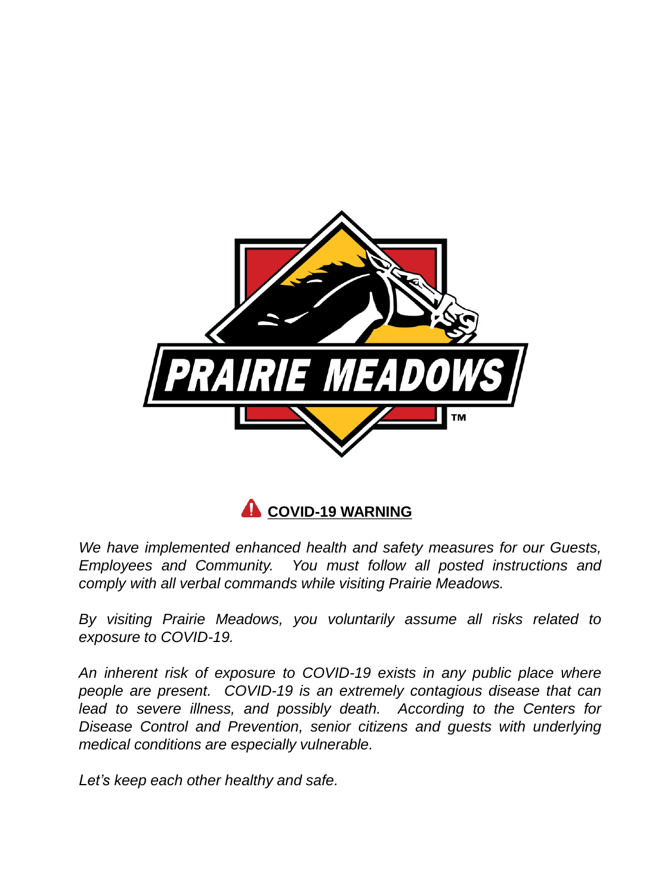PRAIRIE MEADOWS™

## COVID-19 WARNING

*We have implemented enhanced health and safety measures for our Guests, Employees and Community. You must follow all posted instructions and comply with all verbal commands while visiting Prairie Meadows.*

*By visiting Prairie Meadows, you voluntarily assume all risks related to exposure to COVID-19.*

*An inherent risk of exposure to COVID-19 exists in any public place where people are present. COVID-19 is an extremely contagious disease that can lead to severe illness, and possibly death. According to the Centers for Disease Control and Prevention, senior citizens and guests with underlying medical conditions are especially vulnerable.*

*Let's keep each other healthy and safe.*